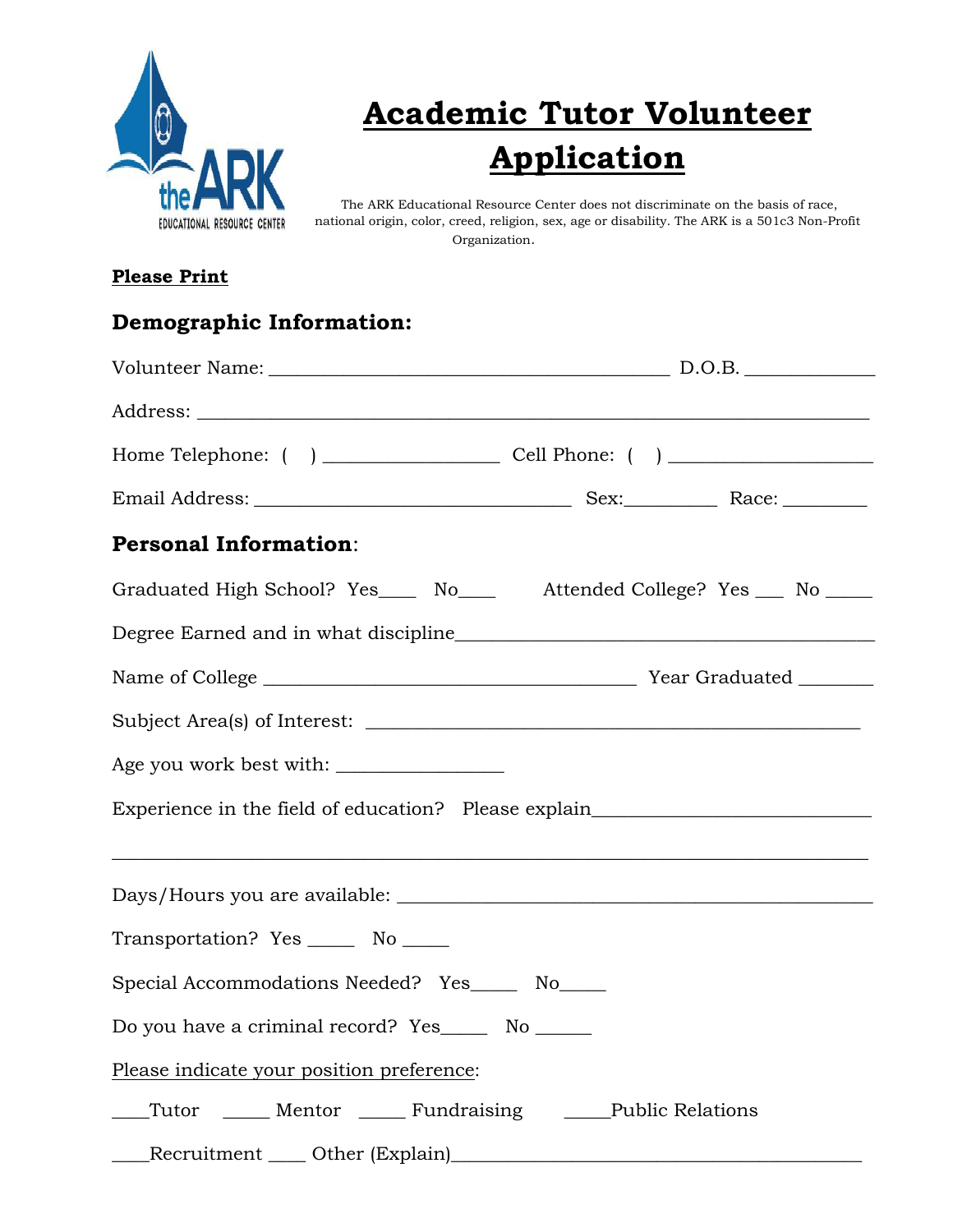# Academic Tutor Volunteer Application

The ARK Educational Resource Center does not discriminate on the basis of race, national origin, color, creed, religion, sex, age or disability. The ARK is a 501c3 Non-Profit Organization.

**Please Print**

## Demographic Information:

Volunteer Name: ________________________________________ D.O.B. ____________

Address: ____________________________________________________________________

Home Telephone: ( ) ________________ Cell Phone: ( ) ____________________

Email Address: ______________________________ Sex:_________ Race: ________

## Personal Information:

Graduated High School? Yes____ No____ Attended College? Yes ___ No _____

Degree Earned and in what discipline____________________________________

Name of College _____________________________________ Year Graduated _______

Subject Area(s) of Interest: _____________________________________________

Age you work best with: ________________

Experience in the field of education? Please explain__________________________

______________________________________________________________________

Days/Hours you are available: _____________________________________________

Transportation? Yes _____ No _____

Special Accommodations Needed? Yes_____ No_____

Do you have a criminal record? Yes_____ No ______

Please indicate your position preference:

____Tutor _____ Mentor _____ Fundraising _____Public Relations

____Recruitment ____ Other (Explain)________________________________________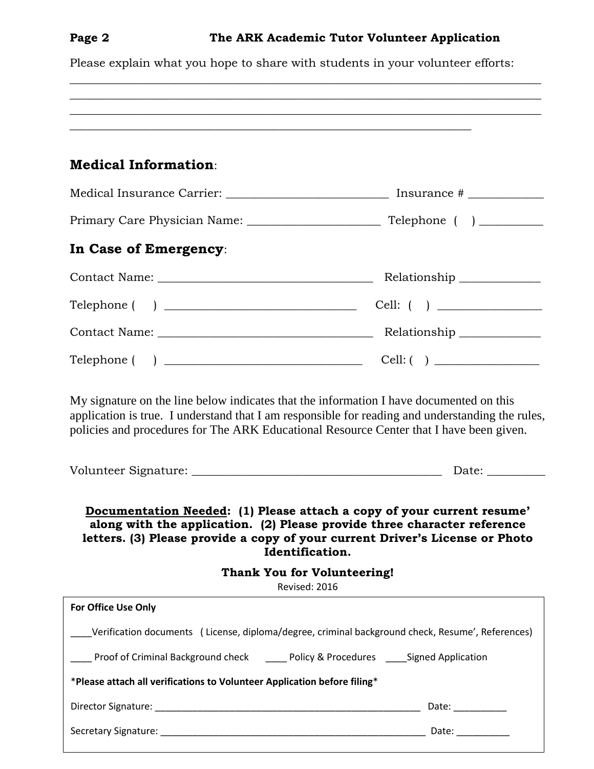Please explain what you hope to share with students in your volunteer efforts:
_______________________________________________________________________________
_______________________________________________________________________________
_______________________________________________________________________________
___________________________________________________________________

## **Medical Information**:

Medical Insurance Carrier: ___________________________ Insurance # ____________

Primary Care Physician Name: ______________________ Telephone ( ) __________

## **In Case of Emergency**:

Contact Name: ____________________________________ Relationship _____________

Telephone ( ) _______________________________ Cell: ( ) _________________

Contact Name: ____________________________________ Relationship _____________

Telephone ( ) ________________________________ Cell: ( ) _________________

My signature on the line below indicates that the information I have documented on this application is true. I understand that I am responsible for reading and understanding the rules, policies and procedures for The ARK Educational Resource Center that I have been given.

Volunteer Signature: __________________________________________ Date: _________

**Documentation Needed: (1) Please attach a copy of your current resume' along with the application. (2) Please provide three character reference letters. (3) Please provide a copy of your current Driver's License or Photo Identification.**

**Thank You for Volunteering!**

Revised: 2016

**For Office Use Only**

____Verification documents ( License, diploma/degree, criminal background check, Resume', References)

____ Proof of Criminal Background check ____ Policy & Procedures ____Signed Application

*__Please attach all verifications to Volunteer Application before filing__*

Director Signature: _____________________________________________________ Date: __________

Secretary Signature: _____________________________________________________ Date: __________